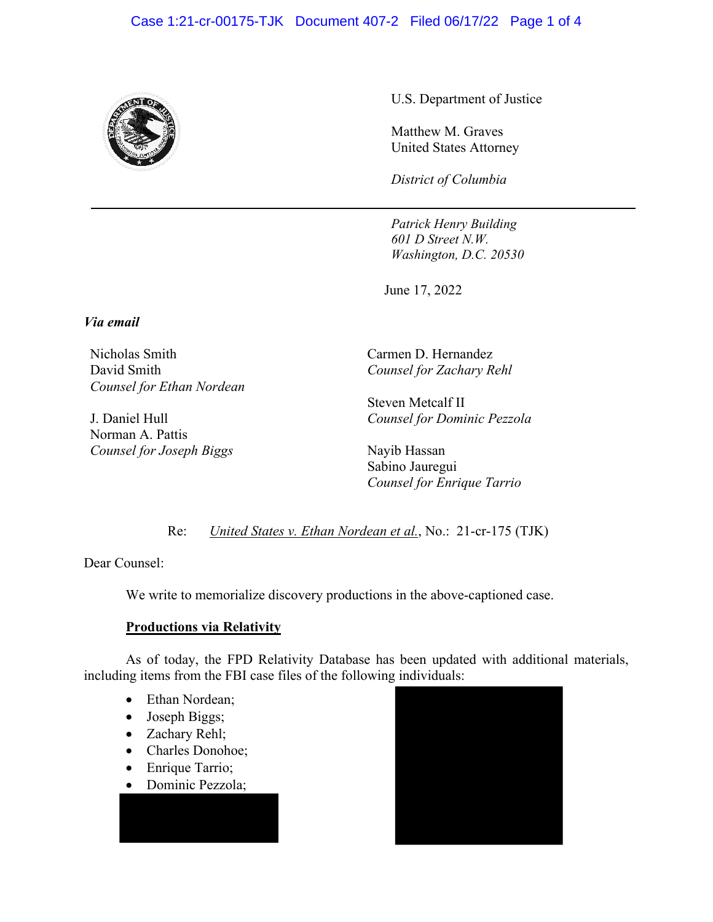U.S. Department of Justice

Matthew M. Graves
United States Attorney

*District of Columbia*

*Patrick Henry Building*
*601 D Street N.W.*
*Washington, D.C. 20530*

June 17, 2022

***Via email***

Nicholas Smith
David Smith
*Counsel for Ethan Nordean*

J. Daniel Hull
Norman A. Pattis
*Counsel for Joseph Biggs*

Carmen D. Hernandez
*Counsel for Zachary Rehl*

Steven Metcalf II
*Counsel for Dominic Pezzola*

Nayib Hassan
Sabino Jauregui
*Counsel for Enrique Tarrio*

Re: United States v. Ethan Nordean et al., No.: 21-cr-175 (TJK)

Dear Counsel:

We write to memorialize discovery productions in the above-captioned case.

**Productions via Relativity**

As of today, the FPD Relativity Database has been updated with additional materials, including items from the FBI case files of the following individuals:

- Ethan Nordean;
- Joseph Biggs;
- Zachary Rehl;
- Charles Donohoe;
- Enrique Tarrio;
- Dominic Pezzola;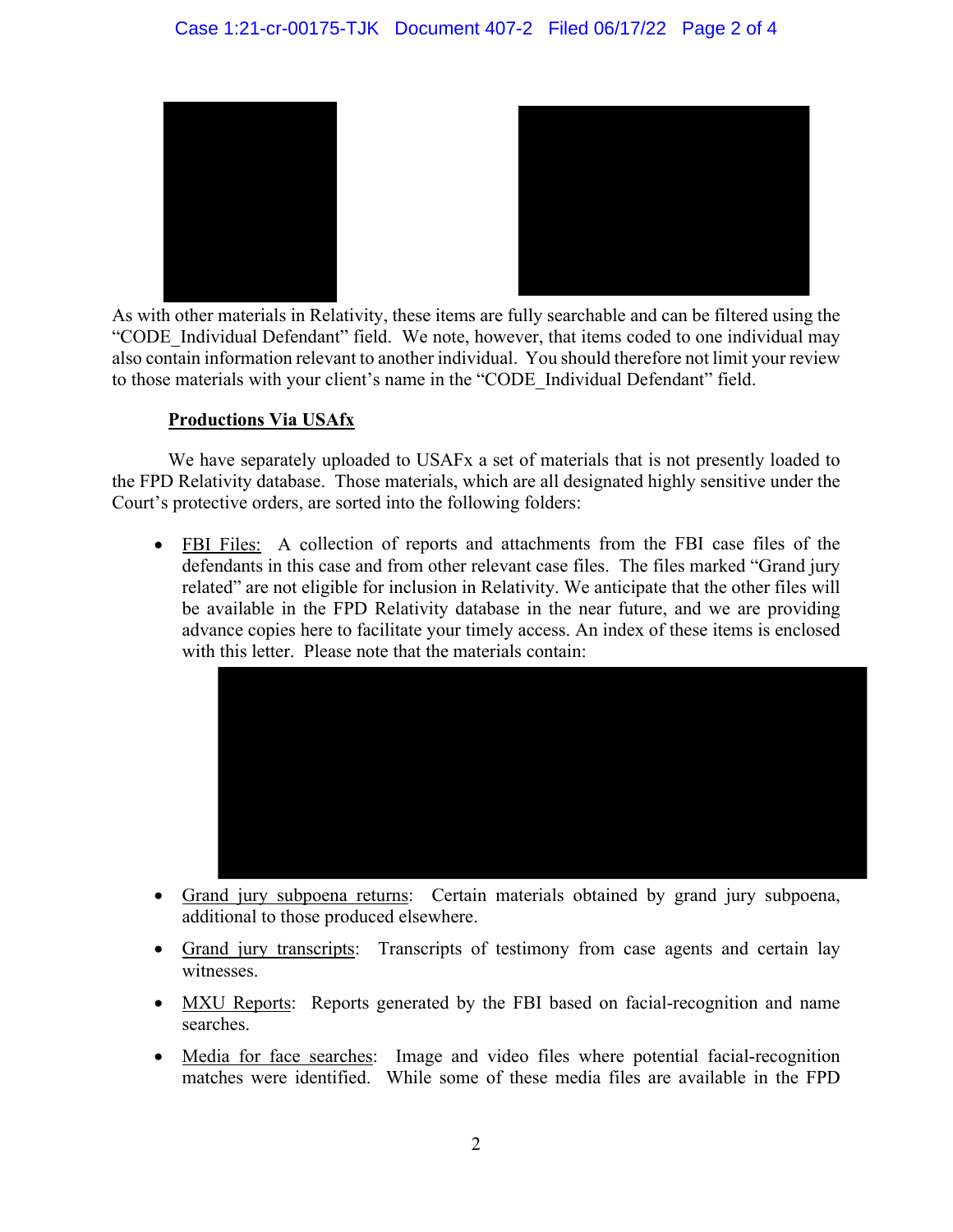As with other materials in Relativity, these items are fully searchable and can be filtered using the "CODE_Individual Defendant" field. We note, however, that items coded to one individual may also contain information relevant to another individual. You should therefore not limit your review to those materials with your client's name in the "CODE_Individual Defendant" field.

**Productions Via USAfx**

We have separately uploaded to USAFx a set of materials that is not presently loaded to the FPD Relativity database. Those materials, which are all designated highly sensitive under the Court's protective orders, are sorted into the following folders:

- FBI Files: A collection of reports and attachments from the FBI case files of the defendants in this case and from other relevant case files. The files marked "Grand jury related" are not eligible for inclusion in Relativity. We anticipate that the other files will be available in the FPD Relativity database in the near future, and we are providing advance copies here to facilitate your timely access. An index of these items is enclosed with this letter. Please note that the materials contain:

- Grand jury subpoena returns: Certain materials obtained by grand jury subpoena, additional to those produced elsewhere.

- Grand jury transcripts: Transcripts of testimony from case agents and certain lay witnesses.

- MXU Reports: Reports generated by the FBI based on facial-recognition and name searches.

- Media for face searches: Image and video files where potential facial-recognition matches were identified. While some of these media files are available in the FPD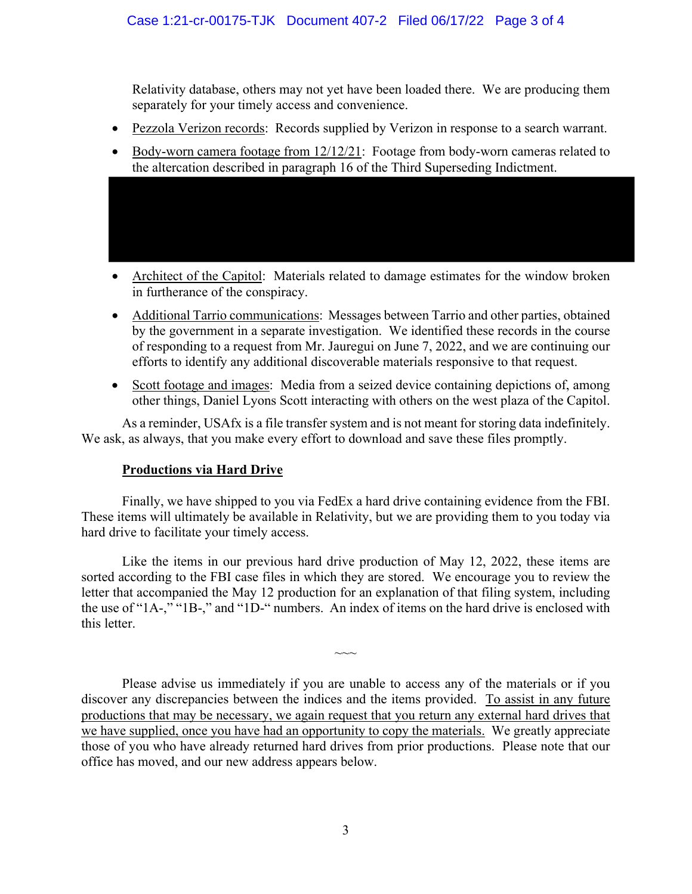Relativity database, others may not yet have been loaded there. We are producing them separately for your timely access and convenience.

- Pezzola Verizon records: Records supplied by Verizon in response to a search warrant.
- Body-worn camera footage from 12/12/21: Footage from body-worn cameras related to the altercation described in paragraph 16 of the Third Superseding Indictment.
- Architect of the Capitol: Materials related to damage estimates for the window broken in furtherance of the conspiracy.
- Additional Tarrio communications: Messages between Tarrio and other parties, obtained by the government in a separate investigation. We identified these records in the course of responding to a request from Mr. Jauregui on June 7, 2022, and we are continuing our efforts to identify any additional discoverable materials responsive to that request.
- Scott footage and images: Media from a seized device containing depictions of, among other things, Daniel Lyons Scott interacting with others on the west plaza of the Capitol.

As a reminder, USAfx is a file transfer system and is not meant for storing data indefinitely. We ask, as always, that you make every effort to download and save these files promptly.

**Productions via Hard Drive**

Finally, we have shipped to you via FedEx a hard drive containing evidence from the FBI. These items will ultimately be available in Relativity, but we are providing them to you today via hard drive to facilitate your timely access.

Like the items in our previous hard drive production of May 12, 2022, these items are sorted according to the FBI case files in which they are stored. We encourage you to review the letter that accompanied the May 12 production for an explanation of that filing system, including the use of "1A-," "1B-," and "1D-" numbers. An index of items on the hard drive is enclosed with this letter.

~~~

Please advise us immediately if you are unable to access any of the materials or if you discover any discrepancies between the indices and the items provided. To assist in any future productions that may be necessary, we again request that you return any external hard drives that we have supplied, once you have had an opportunity to copy the materials. We greatly appreciate those of you who have already returned hard drives from prior productions. Please note that our office has moved, and our new address appears below.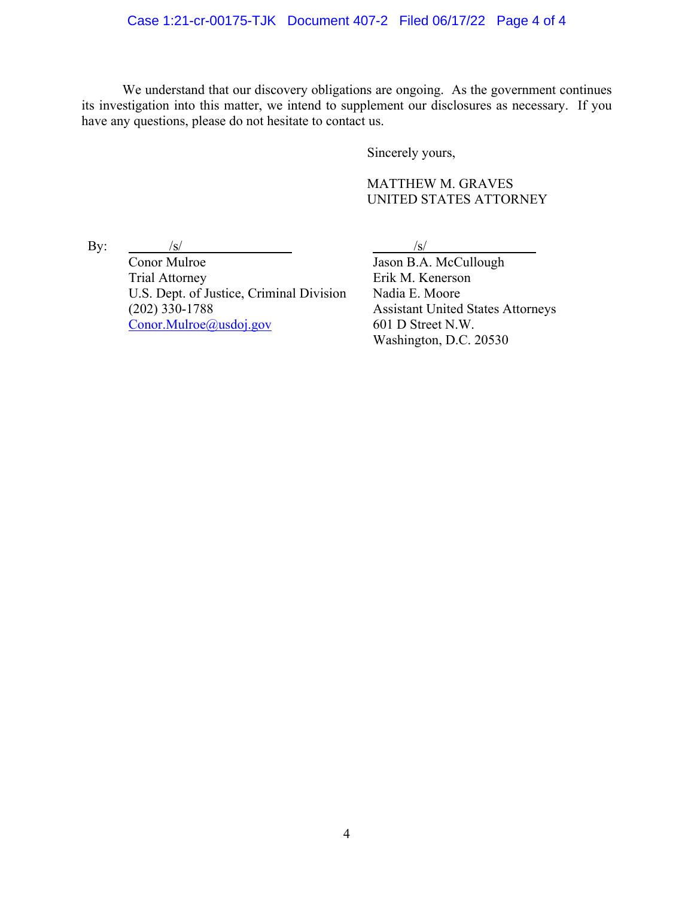We understand that our discovery obligations are ongoing. As the government continues its investigation into this matter, we intend to supplement our disclosures as necessary. If you have any questions, please do not hesitate to contact us.

Sincerely yours,

MATTHEW M. GRAVES
UNITED STATES ATTORNEY

By: /s/
Conor Mulroe
Trial Attorney
U.S. Dept. of Justice, Criminal Division
(202) 330-1788
Conor.Mulroe@usdoj.gov

/s/
Jason B.A. McCullough
Erik M. Kenerson
Nadia E. Moore
Assistant United States Attorneys
601 D Street N.W.
Washington, D.C. 20530